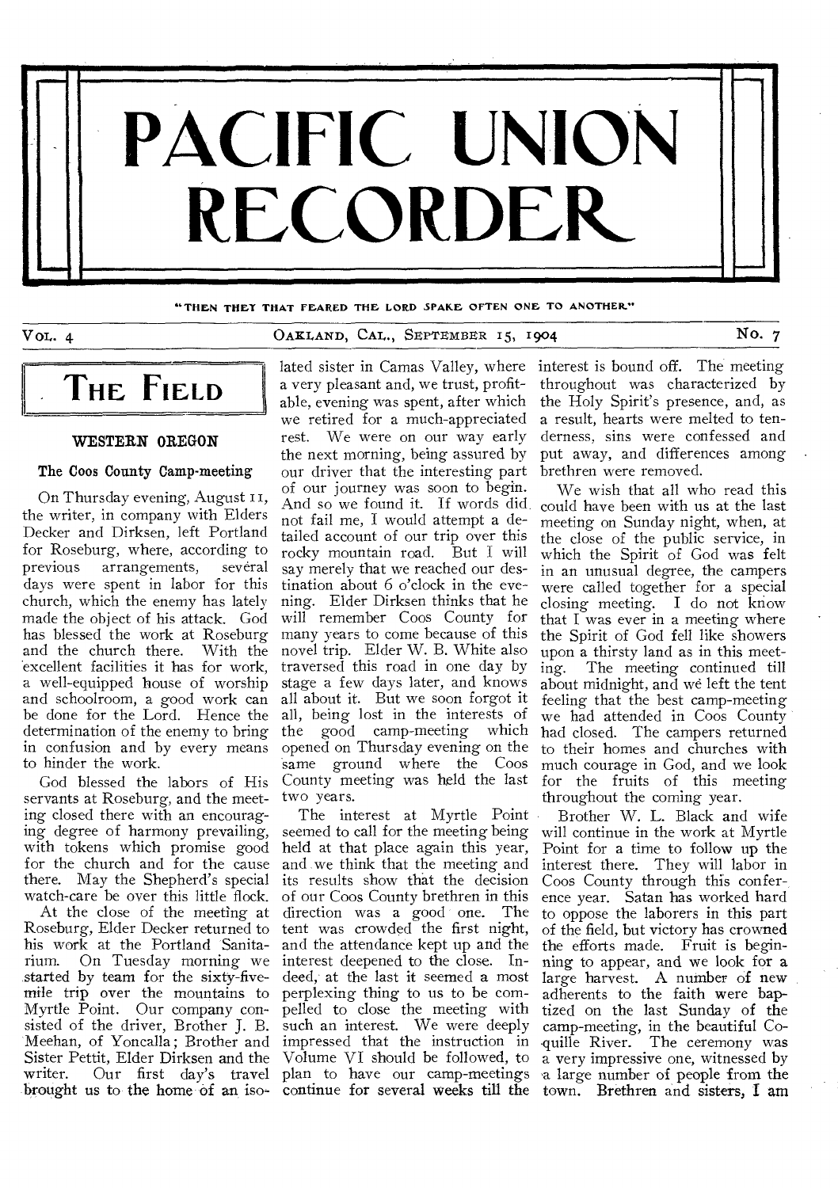# PACIFIC UNION RECORDER

"THEN THEY THAT FEARED THE LORD SPAKE OFTEN ONE TO ANOTHER."

VOL. 4 OAKLAND, CAL., SEPTEMBER 15, 1904 No. 7

## THE FIELD

### WESTERN OREGON

#### The Coos County Camp-meeting

On Thursday evening, August 11, the writer, in company with Elders Decker and Dirksen, left Portland for Roseburg, where, according to previous arrangements, several days were spent in labor for this church, which the enemy has lately made the object of his attack. God has blessed the work at Roseburg and the church there. With the excellent facilities it has for work, a well-equipped house of worship and schoolroom, a good work can be done for the Lord. Hence the determination of the enemy to bring in confusion and by every means to hinder the work.

God blessed the labors of His servants at Roseburg, and the meeting closed there with an encouraging degree of harmony prevailing, with tokens which promise good for the church and for the cause there. May the Shepherd's special watch-care be over this little flock.

At the close of the meeting at Roseburg, Elder Decker returned to his work at the Portland Sanitarium. On Tuesday morning we started by team for the sixty-five-mile trip over the mountains to Myrtle Point. Our company consisted of the driver, Brother J. B. Meehan, of Yoncalla; Brother and Sister Pettit, Elder Dirksen and the writer. Our first day's travel brought us to the home of an isolated sister in Camas Valley, where a very pleasant and, we trust, profitable, evening was spent, after which we retired for a much-appreciated rest. We were on our way early the next morning, being assured by our driver that the interesting part of our journey was soon to begin. And so we found it. If words did not fail me, I would attempt a detailed account of our trip over this rocky mountain road. But I will say merely that we reached our destination about 6 o'clock in the evening. Elder Dirksen thinks that he will remember Coos County for many years to come because of this novel trip. Elder W. B. White also traversed this road in one day by stage a few days later, and knows all about it. But we soon forgot it all, being lost in the interests of the good camp-meeting which opened on Thursday evening on the same ground where the Coos County meeting was held the last two years.

The interest at Myrtle Point seemed to call for the meeting being held at that place again this year, and we think that the meeting and its results show that the decision of our Coos County brethren in this direction was a good one. The tent was crowded the first night, and the attendance kept up and the interest deepened to the close. Indeed, at the last it seemed a most perplexing thing to us to be compelled to close the meeting with such an interest. We were deeply impressed that the instruction in Volume VI should be followed, to plan to have our camp-meetings continue for several weeks till the interest is bound off. The meeting throughout was characterized by the Holy Spirit's presence, and, as a result, hearts were melted to tenderness, sins were confessed and put away, and differences among brethren were removed.

We wish that all who read this could have been with us at the last meeting on Sunday night, when, at the close of the public service, in which the Spirit of God was felt in an unusual degree, the campers were called together for a special closing meeting. I do not know that I was ever in a meeting where the Spirit of God fell like showers upon a thirsty land as in this meeting. The meeting continued till about midnight, and we left the tent feeling that the best camp-meeting we had attended in Coos County had closed. The campers returned to their homes and churches with much courage in God, and we look for the fruits of this meeting throughout the coming year.

Brother W. L. Black and wife will continue in the work at Myrtle Point for a time to follow up the interest there. They will labor in Coos County through this conference year. Satan has worked hard to oppose the laborers in this part of the field, but victory has crowned the efforts made. Fruit is beginning to appear, and we look for a large harvest. A number of new adherents to the faith were baptized on the last Sunday of the camp-meeting, in the beautiful Coquille River. The ceremony was a very impressive one, witnessed by a large number of people from the town. Brethren and sisters, I am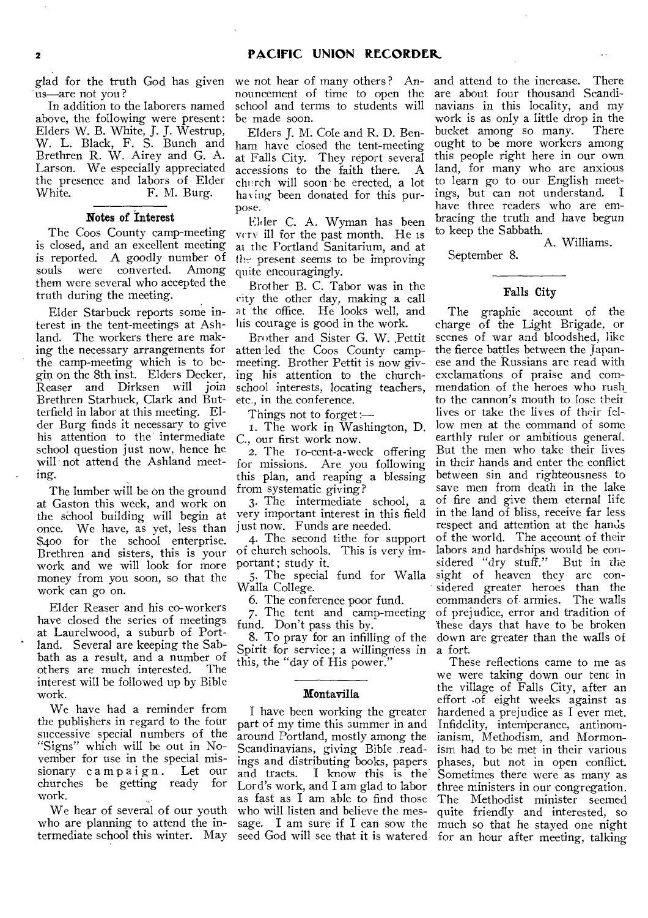glad for the truth God has given us—are not you?

In addition to the laborers named above, the following were present: Elders W. B. White, J. J. Westrup, W. L. Black, F. S. Bunch and Brethren R. W. Airey and G. A. Larson. We especially appreciated the presence and labors of Elder White. F. M. Burg.

### Notes of Interest

The Coos County camp-meeting is closed, and an excellent meeting is reported. A goodly number of souls were converted. Among them were several who accepted the truth during the meeting.

Elder Starbuck reports some interest in the tent-meetings at Ashland. The workers there are making the necessary arrangements for the camp-meeting which is to begin on the 8th inst. Elders Decker, Reaser and Dirksen will join Brethren Starbuck, Clark and Butterfield in labor at this meeting. Elder Burg finds it necessary to give his attention to the intermediate school question just now, hence he will not attend the Ashland meeting.

The lumber will be on the ground at Gaston this week, and work on the school building will begin at once. We have, as yet, less than $400 for the school enterprise. Brethren and sisters, this is your work and we will look for more money from you soon, so that the work can go on.

Elder Reaser and his co-workers have closed the series of meetings at Laurelwood, a suburb of Portland. Several are keeping the Sabbath as a result, and a number of others are much interested. The interest will be followed up by Bible work.

We have had a reminder from the publishers in regard to the four successive special numbers of the "Signs" which will be out in November for use in the special missionary campaign. Let our churches be getting ready for work.

We hear of several of our youth who are planning to attend the intermediate school this winter. May we not hear of many others? Announcement of time to open the school and terms to students will be made soon.

Elders J. M. Cole and R. D. Benham have closed the tent-meeting at Falls City. They report several accessions to the faith there. A church will soon be erected, a lot having been donated for this purpose.

Elder C. A. Wyman has been very ill for the past month. He is at the Portland Sanitarium, and at the present seems to be improving quite encouragingly.

Brother B. C. Tabor was in the city the other day, making a call at the office. He looks well, and his courage is good in the work.

Brother and Sister G. W. Pettit attended the Coos County camp-meeting. Brother Pettit is now giving his attention to the church-school interests, locating teachers, etc., in the conference.

Things not to forget:—

1. The work in Washington, D. C., our first work now.
2. The 10-cent-a-week offering for missions. Are you following this plan, and reaping a blessing from systematic giving?
3. The intermediate school, a very important interest in this field just now. Funds are needed.
4. The second tithe for support of church schools. This is very important; study it.
5. The special fund for Walla Walla College.
6. The conference poor fund.
7. The tent and camp-meeting fund. Don't pass this by.
8. To pray for an infilling of the Spirit for service; a willingness in this, the "day of His power."

### Montavilla

I have been working the greater part of my time this summer in and around Portland, mostly among the Scandinavians, giving Bible readings and distributing books, papers and tracts. I know this is the Lord's work, and I am glad to labor as fast as I am able to find those who will listen and believe the message. I am sure if I can sow the seed God will see that it is watered and attend to the increase. There are about four thousand Scandinavians in this locality, and my work is as only a little drop in the bucket among so many. There ought to be more workers among this people right here in our own land, for many who are anxious to learn go to our English meetings, but can not understand. I have three readers who are embracing the truth and have begun to keep the Sabbath.

A. Williams.

September 8.

### Falls City

The graphic account of the charge of the Light Brigade, or scenes of war and bloodshed, like the fierce battles between the Japanese and the Russians are read with exclamations of praise and commendation of the heroes who rush to the cannon's mouth to lose their lives or take the lives of their fellow men at the command of some earthly ruler or ambitious general. But the men who take their lives in their hands and enter the conflict between sin and righteousness to save men from death in the lake of fire and give them eternal life in the land of bliss, receive far less respect and attention at the hands of the world. The account of their labors and hardships would be considered "dry stuff." But in the sight of heaven they are considered greater heroes than the commanders of armies. The walls of prejudice, error and tradition of these days that have to be broken down are greater than the walls of a fort.

These reflections came to me as we were taking down our tent in the village of Falls City, after an effort of eight weeks against as hardened a prejudice as I ever met. Infidelity, intemperance, antinomianism, Methodism, and Mormonism had to be met in their various phases, but not in open conflict. Sometimes there were as many as three ministers in our congregation. The Methodist minister seemed quite friendly and interested, so much so that he stayed one night for an hour after meeting, talking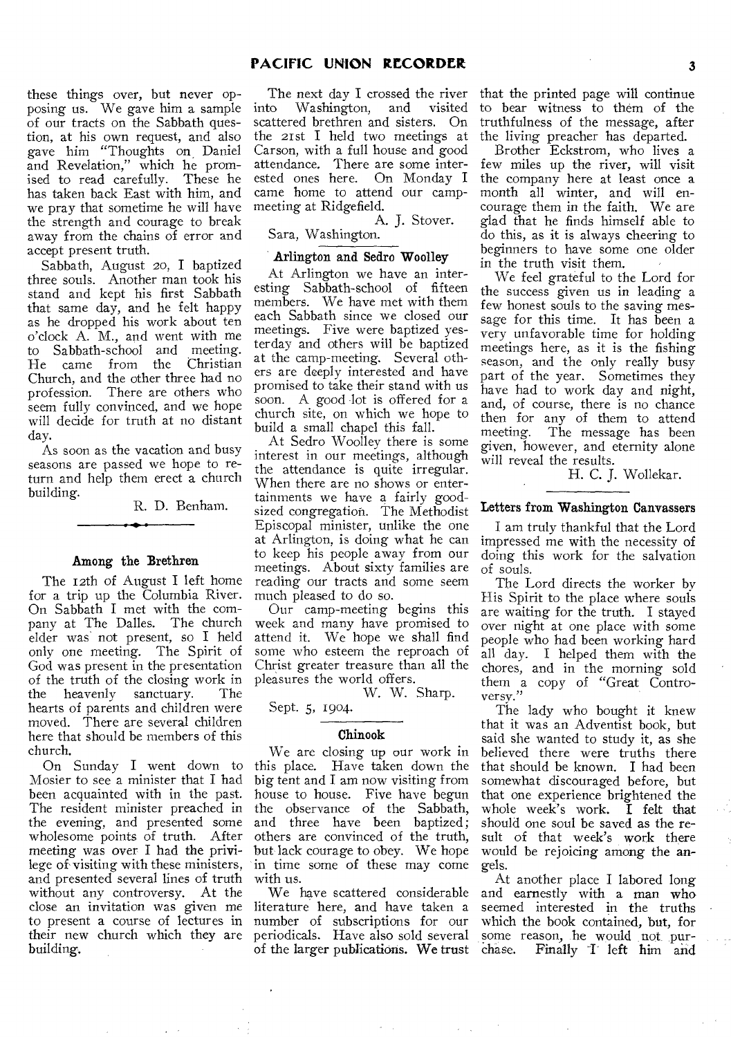these things over, but never opposing us. We gave him a sample of our tracts on the Sabbath question, at his own request, and also gave him "Thoughts on Daniel and Revelation," which he promised to read carefully. These he has taken back East with him, and we pray that sometime he will have the strength and courage to break away from the chains of error and accept present truth.

Sabbath, August 20, I baptized three souls. Another man took his stand and kept his first Sabbath that same day, and he felt happy as he dropped his work about ten o'clock A. M., and went with me to Sabbath-school and meeting. He came from the Christian Church, and the other three had no profession. There are others who seem fully convinced, and we hope will decide for truth at no distant day.

As soon as the vacation and busy seasons are passed we hope to return and help them erect a church building.

R. D. Benham.

---

### Among the Brethren

The 12th of August I left home for a trip up the Columbia River. On Sabbath I met with the company at The Dalles. The church elder was not present, so I held only one meeting. The Spirit of God was present in the presentation of the truth of the closing work in the heavenly sanctuary. The hearts of parents and children were moved. There are several children here that should be members of this church.

On Sunday I went down to Mosier to see a minister that I had been acquainted with in the past. The resident minister preached in the evening, and presented some wholesome points of truth. After meeting was over I had the privilege of visiting with these ministers, and presented several lines of truth without any controversy. At the close an invitation was given me to present a course of lectures in their new church which they are building.

The next day I crossed the river into Washington, and visited scattered brethren and sisters. On the 21st I held two meetings at Carson, with a full house and good attendance. There are some interested ones here. On Monday I came home to attend our camp-meeting at Ridgefield.

A. J. Stover.

Sara, Washington.

### Arlington and Sedro Woolley

At Arlington we have an interesting Sabbath-school of fifteen members. We have met with them each Sabbath since we closed our meetings. Five were baptized yesterday and others will be baptized at the camp-meeting. Several others are deeply interested and have promised to take their stand with us soon. A good lot is offered for a church site, on which we hope to build a small chapel this fall.

At Sedro Woolley there is some interest in our meetings, although the attendance is quite irregular. When there are no shows or entertainments we have a fairly good-sized congregation. The Methodist Episcopal minister, unlike the one at Arlington, is doing what he can to keep his people away from our meetings. About sixty families are reading our tracts and some seem much pleased to do so.

Our camp-meeting begins this week and many have promised to attend it. We hope we shall find some who esteem the reproach of Christ greater treasure than all the pleasures the world offers.

W. W. Sharp.

Sept. 5, 1904.

### Chinook

We are closing up our work in this place. Have taken down the big tent and I am now visiting from house to house. Five have begun the observance of the Sabbath, and three have been baptized; others are convinced of the truth, but lack courage to obey. We hope in time some of these may come with us.

We have scattered considerable literature here, and have taken a number of subscriptions for our periodicals. Have also sold several of the larger publications. We trust that the printed page will continue to bear witness to them of the truthfulness of the message, after the living preacher has departed.

Brother Eckstrom, who lives a few miles up the river, will visit the company here at least once a month all winter, and will encourage them in the faith. We are glad that he finds himself able to do this, as it is always cheering to beginners to have some one older in the truth visit them.

We feel grateful to the Lord for the success given us in leading a few honest souls to the saving message for this time. It has been a very unfavorable time for holding meetings here, as it is the fishing season, and the only really busy part of the year. Sometimes they have had to work day and night, and, of course, there is no chance then for any of them to attend meeting. The message has been given, however, and eternity alone will reveal the results.

H. C. J. Wollekar.

### Letters from Washington Canvassers

I am truly thankful that the Lord impressed me with the necessity of doing this work for the salvation of souls.

The Lord directs the worker by His Spirit to the place where souls are waiting for the truth. I stayed over night at one place with some people who had been working hard all day. I helped them with the chores, and in the morning sold them a copy of "Great Controversy."

The lady who bought it knew that it was an Adventist book, but said she wanted to study it, as she believed there were truths there that should be known. I had been somewhat discouraged before, but that one experience brightened the whole week's work. I felt that should one soul be saved as the result of that week's work there would be rejoicing among the angels.

At another place I labored long and earnestly with a man who seemed interested in the truths which the book contained, but, for some reason, he would not purchase. Finally I left him and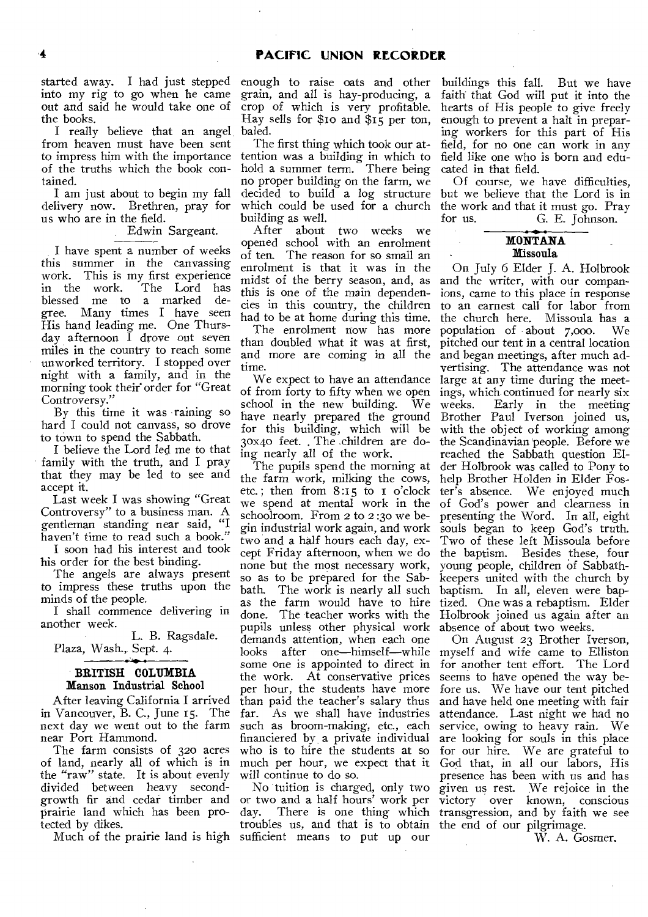started away. I had just stepped into my rig to go when he came out and said he would take one of the books.

I really believe that an angel from heaven must have been sent to impress him with the importance of the truths which the book contained.

I am just about to begin my fall delivery now. Brethren, pray for us who are in the field.

Edwin Sargeant.

I have spent a number of weeks this summer in the canvassing work. This is my first experience in the work. The Lord has blessed me to a marked degree. Many times I have seen His hand leading me. One Thursday afternoon I drove out seven miles in the country to reach some unworked territory. I stopped over night with a family, and in the morning took their order for "Great Controversy."

By this time it was raining so hard I could not canvass, so drove to town to spend the Sabbath.

I believe the Lord led me to that family with the truth, and I pray that they may be led to see and accept it.

Last week I was showing "Great Controversy" to a business man. A gentleman standing near said, "I haven't time to read such a book."

I soon had his interest and took his order for the best binding.

The angels are always present to impress these truths upon the minds of the people.

I shall commence delivering in another week.

L. B. Ragsdale.

Plaza, Wash., Sept. 4.

## BRITISH COLUMBIA

### Manson Industrial School

After leaving California I arrived in Vancouver, B. C., June 15. The next day we went out to the farm near Port Hammond.

The farm consists of 320 acres of land, nearly all of which is in the "raw" state. It is about evenly divided between heavy second-growth fir and cedar timber and prairie land which has been protected by dikes.

Much of the prairie land is high enough to raise oats and other grain, and all is hay-producing, a crop of which is very profitable. Hay sells for $10 and $15 per ton, baled.

The first thing which took our attention was a building in which to hold a summer term. There being no proper building on the farm, we decided to build a log structure which could be used for a church building as well.

After about two weeks we opened school with an enrolment of ten. The reason for so small an enrolment is that it was in the midst of the berry season, and, as this is one of the main dependencies in this country, the children had to be at home during this time.

The enrolment now has more than doubled what it was at first, and more are coming in all the time.

We expect to have an attendance of from forty to fifty when we open school in the new building. We have nearly prepared the ground for this building, which will be 30x40 feet. The children are doing nearly all of the work.

The pupils spend the morning at the farm work, milking the cows, etc.; then from 8:15 to 1 o'clock we spend at mental work in the schoolroom. From 2 to 2:30 we begin industrial work again, and work two and a half hours each day, except Friday afternoon, when we do none but the most necessary work, so as to be prepared for the Sabbath. The work is nearly all such as the farm would have to hire done. The teacher works with the pupils unless other physical work demands attention, when each one looks after one—himself—while some one is appointed to direct in the work. At conservative prices per hour, the students have more than paid the teacher's salary thus far. As we shall have industries such as broom-making, etc., each financiered by a private individual who is to hire the students at so much per hour, we expect that it will continue to do so.

No tuition is charged, only two or two and a half hours' work per day. There is one thing which troubles us, and that is to obtain sufficient means to put up our buildings this fall. But we have faith that God will put it into the hearts of His people to give freely enough to prevent a halt in preparing workers for this part of His field, for no one can work in any field like one who is born and educated in that field.

Of course, we have difficulties, but we believe that the Lord is in the work and that it must go. Pray for us.

G. E. Johnson.

## MONTANA

### Missoula

On July 6 Elder J. A. Holbrook and the writer, with our companions, came to this place in response to an earnest call for labor from the church here. Missoula has a population of about 7,000. We pitched our tent in a central location and began meetings, after much advertising. The attendance was not large at any time during the meetings, which continued for nearly six weeks. Early in the meeting Brother Paul Iverson joined us, with the object of working among the Scandinavian people. Before we reached the Sabbath question Elder Holbrook was called to Pony to help Brother Holden in Elder Foster's absence. We enjoyed much of God's power and clearness in presenting the Word. In all, eight souls began to keep God's truth. Two of these left Missoula before the baptism. Besides these, four young people, children of Sabbath-keepers united with the church by baptism. In all, eleven were baptized. One was a rebaptism. Elder Holbrook joined us again after an absence of about two weeks.

On August 23 Brother Iverson, myself and wife came to Elliston for another tent effort. The Lord seems to have opened the way before us. We have our tent pitched and have held one meeting with fair attendance. Last night we had no service, owing to heavy rain. We are looking for souls in this place for our hire. We are grateful to God that, in all our labors, His presence has been with us and has given us rest. We rejoice in the victory over known, conscious transgression, and by faith we see the end of our pilgrimage.

W. A. Gosmer.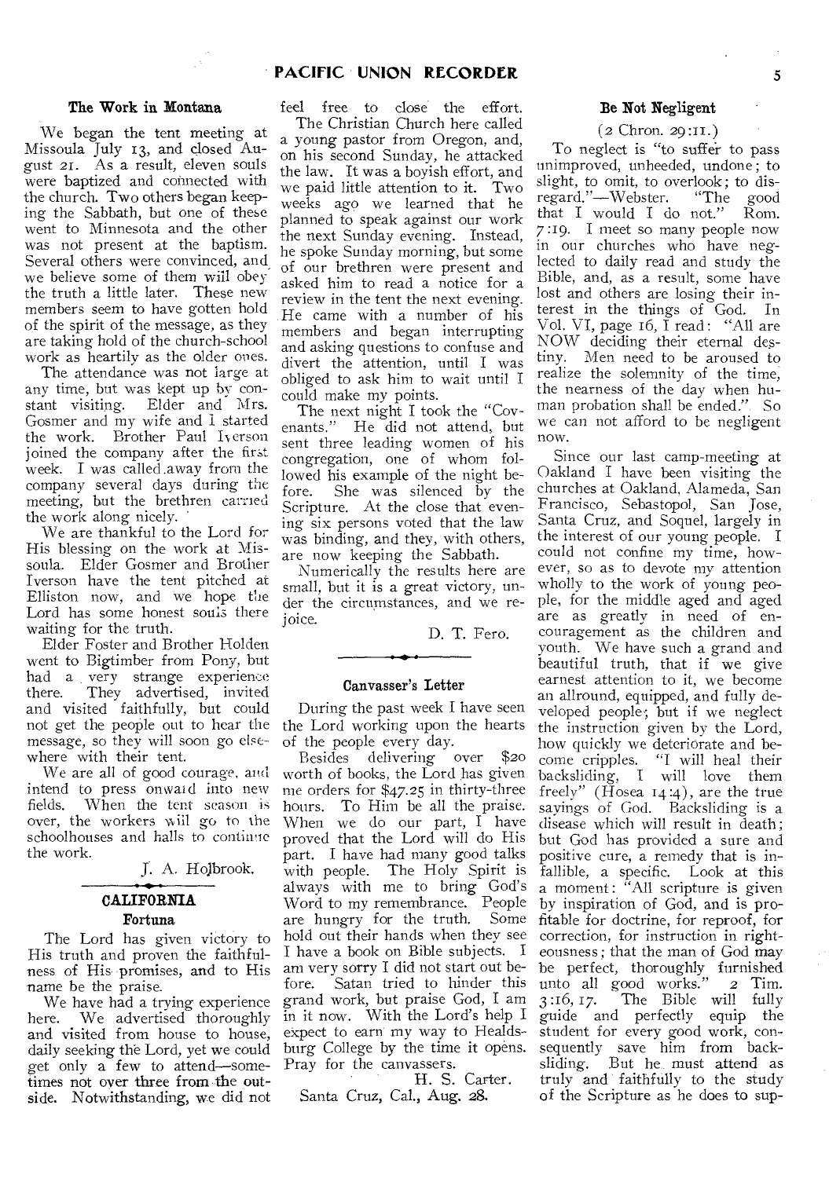### The Work in Montana

We began the tent meeting at Missoula July 13, and closed August 21. As a result, eleven souls were baptized and connected with the church. Two others began keeping the Sabbath, but one of these went to Minnesota and the other was not present at the baptism. Several others were convinced, and we believe some of them will obey the truth a little later. These new members seem to have gotten hold of the spirit of the message, as they are taking hold of the church-school work as heartily as the older ones.

The attendance was not large at any time, but was kept up by constant visiting. Elder and Mrs. Gosmer and my wife and I started the work. Brother Paul Iverson joined the company after the first week. I was called away from the company several days during the meeting, but the brethren carried the work along nicely.

We are thankful to the Lord for His blessing on the work at Missoula. Elder Gosmer and Brother Iverson have the tent pitched at Elliston now, and we hope the Lord has some honest souls there waiting for the truth.

Elder Foster and Brother Holden went to Bigtimber from Pony, but had a very strange experience there. They advertised, invited and visited faithfully, but could not get the people out to hear the message, so they will soon go elsewhere with their tent.

We are all of good courage, and intend to press onward into new fields. When the tent season is over, the workers will go to the schoolhouses and halls to continue the work.

J. A. Holbrook.

## CALIFORNIA

### Fortuna

The Lord has given victory to His truth and proven the faithfulness of His promises, and to His name be the praise.

We have had a trying experience here. We advertised thoroughly and visited from house to house, daily seeking the Lord, yet we could get only a few to attend—sometimes not over three from the outside. Notwithstanding, we did not feel free to close the effort.

The Christian Church here called a young pastor from Oregon, and, on his second Sunday, he attacked the law. It was a boyish effort, and we paid little attention to it. Two weeks ago we learned that he planned to speak against our work the next Sunday evening. Instead, he spoke Sunday morning, but some of our brethren were present and asked him to read a notice for a review in the tent the next evening. He came with a number of his members and began interrupting and asking questions to confuse and divert the attention, until I was obliged to ask him to wait until I could make my points.

The next night I took the "Covenants." He did not attend, but sent three leading women of his congregation, one of whom followed his example of the night before. She was silenced by the Scripture. At the close that evening six persons voted that the law was binding, and they, with others, are now keeping the Sabbath.

Numerically the results here are small, but it is a great victory, under the circumstances, and we rejoice.

D. T. Fero.

### Canvasser's Letter

During the past week I have seen the Lord working upon the hearts of the people every day.

Besides delivering over $20 worth of books, the Lord has given me orders for $47.25 in thirty-three hours. To Him be all the praise. When we do our part, I have proved that the Lord will do His part. I have had many good talks with people. The Holy Spirit is always with me to bring God's Word to my remembrance. People are hungry for the truth. Some hold out their hands when they see I have a book on Bible subjects. I am very sorry I did not start out before. Satan tried to hinder this grand work, but praise God, I am in it now. With the Lord's help I expect to earn my way to Healdsburg College by the time it opens. Pray for the canvassers.

H. S. Carter.

Santa Cruz, Cal., Aug. 28.

### Be Not Negligent

(2 Chron. 29:11.)

To neglect is "to suffer to pass unimproved, unheeded, undone; to slight, to omit, to overlook; to disregard."—Webster. "The good that I would I do not." Rom. 7:19. I meet so many people now in our churches who have neglected to daily read and study the Bible, and, as a result, some have lost and others are losing their interest in the things of God. In Vol. VI, page 16, I read: "All are NOW deciding their eternal destiny. Men need to be aroused to realize the solemnity of the time, the nearness of the day when human probation shall be ended." So we can not afford to be negligent now.

Since our last camp-meeting at Oakland I have been visiting the churches at Oakland, Alameda, San Francisco, Sebastopol, San Jose, Santa Cruz, and Soquel, largely in the interest of our young people. I could not confine my time, however, so as to devote my attention wholly to the work of young people, for the middle aged and aged are as greatly in need of encouragement as the children and youth. We have such a grand and beautiful truth, that if we give earnest attention to it, we become an allround, equipped, and fully developed people; but if we neglect the instruction given by the Lord, how quickly we deteriorate and become cripples. "I will heal their backsliding, I will love them freely" (Hosea 14:4), are the true sayings of God. Backsliding is a disease which will result in death; but God has provided a sure and positive cure, a remedy that is infallible, a specific. Look at this a moment: "All scripture is given by inspiration of God, and is profitable for doctrine, for reproof, for correction, for instruction in righteousness; that the man of God may be perfect, thoroughly furnished unto all good works." 2 Tim. 3:16, 17. The Bible will fully guide and perfectly equip the student for every good work, consequently save him from backsliding. But he must attend as truly and faithfully to the study of the Scripture as he does to sup-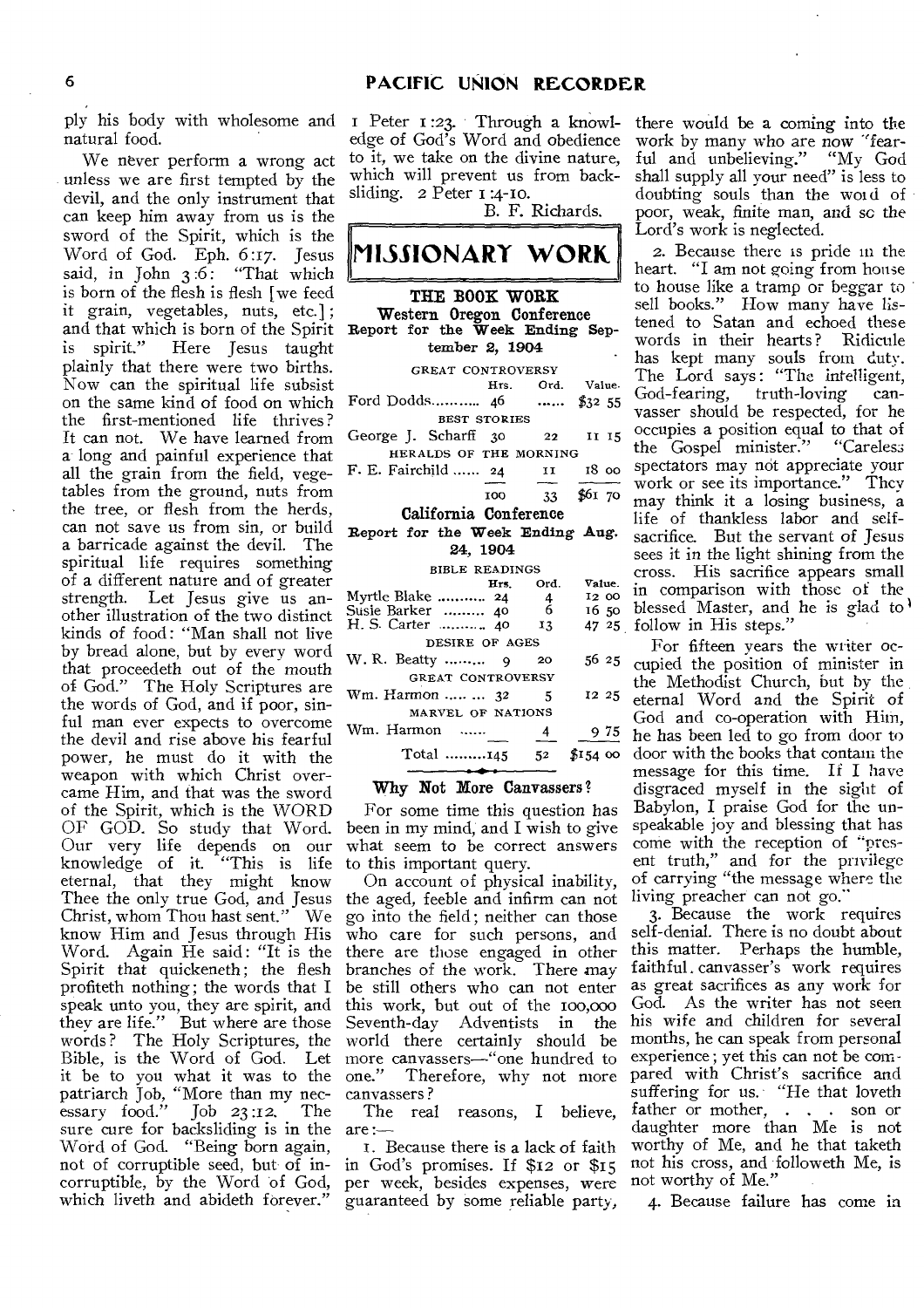ply his body with wholesome and natural food.

We never perform a wrong act unless we are first tempted by the devil, and the only instrument that can keep him away from us is the sword of the Spirit, which is the Word of God. Eph. 6:17. Jesus said, in John 3:6: "That which is born of the flesh is flesh [we feed it grain, vegetables, nuts, etc.]; and that which is born of the Spirit is spirit." Here Jesus taught plainly that there were two births. Now can the spiritual life subsist on the same kind of food on which the first-mentioned life thrives? It can not. We have learned from a long and painful experience that all the grain from the field, vegetables from the ground, nuts from the tree, or flesh from the herds, can not save us from sin, or build a barricade against the devil. The spiritual life requires something of a different nature and of greater strength. Let Jesus give us another illustration of the two distinct kinds of food: "Man shall not live by bread alone, but by every word that proceedeth out of the mouth of God." The Holy Scriptures are the words of God, and if poor, sinful man ever expects to overcome the devil and rise above his fearful power, he must do it with the weapon with which Christ overcame Him, and that was the sword of the Spirit, which is the WORD OF GOD. So study that Word. Our very life depends on our knowledge of it. "This is life eternal, that they might know Thee the only true God, and Jesus Christ, whom Thou hast sent." We know Him and Jesus through His Word. Again He said: "It is the Spirit that quickeneth; the flesh profiteth nothing; the words that I speak unto you, they are spirit, and they are life." But where are those words? The Holy Scriptures, the Bible, is the Word of God. Let it be to you what it was to the patriarch Job, "More than my necessary food." Job 23:12. The sure cure for backsliding is in the Word of God. "Being born again, not of corruptible seed, but of incorruptible, by the Word of God, which liveth and abideth forever." 1 Peter 1:23. Through a knowledge of God's Word and obedience to it, we take on the divine nature, which will prevent us from backsliding. 2 Peter 1:4-10.

B. F. Richards.

# MISSIONARY WORK

## THE BOOK WORK

### Western Oregon Conference

**Report for the Week Ending September 2, 1904**

| | Hrs. | Ord. | Value. |
|---|---|---|---|
| GREAT CONTROVERSY | | | |
| Ford Dodds | 46 | ...... | $32 55 |
| BEST STORIES | | | |
| George J. Scharff | 30 | 22 | 11 15 |
| HERALDS OF THE MORNING | | | |
| F. E. Fairchild | 24 | 11 | 18 00 |
| | 100 | 33 | $61 70 |

### California Conference

**Report for the Week Ending Aug. 24, 1904**

| | Hrs. | Ord. | Value. |
|---|---|---|---|
| BIBLE READINGS | | | |
| Myrtle Blake | 24 | 4 | 12 00 |
| Susie Barker | 40 | 6 | 16 50 |
| H. S. Carter | 40 | 13 | 47 25 |
| DESIRE OF AGES | | | |
| W. R. Beatty | 9 | 20 | 56 25 |
| GREAT CONTROVERSY | | | |
| Wm. Harmon | 32 | 5 | 12 25 |
| MARVEL OF NATIONS | | | |
| Wm. Harmon | ...... | 4 | 9 75 |
| Total | 145 | 52 | $154 00 |

### Why Not More Canvassers?

For some time this question has been in my mind, and I wish to give what seem to be correct answers to this important query.

On account of physical inability, the aged, feeble and infirm can not go into the field; neither can those who care for such persons, and there are those engaged in other branches of the work. There may be still others who can not enter this work, but out of the 100,000 Seventh-day Adventists in the world there certainly should be more canvassers—"one hundred to one." Therefore, why not more canvassers?

The real reasons, I believe, are:—

1. Because there is a lack of faith in God's promises. If $12 or $15 per week, besides expenses, were guaranteed by some reliable party, there would be a coming into the work by many who are now "fearful and unbelieving." "My God shall supply all your need" is less to doubting souls than the word of poor, weak, finite man, and so the Lord's work is neglected.

2. Because there is pride in the heart. "I am not going from house to house like a tramp or beggar to sell books." How many have listened to Satan and echoed these words in their hearts? Ridicule has kept many souls from duty. The Lord says: "The intelligent, God-fearing, truth-loving canvasser should be respected, for he occupies a position equal to that of the Gospel minister." "Careless spectators may not appreciate your work or see its importance." They may think it a losing business, a life of thankless labor and self-sacrifice. But the servant of Jesus sees it in the light shining from the cross. His sacrifice appears small in comparison with those of the blessed Master, and he is glad to follow in His steps."

For fifteen years the writer occupied the position of minister in the Methodist Church, but by the eternal Word and the Spirit of God and co-operation with Him, he has been led to go from door to door with the books that contain the message for this time. If I have disgraced myself in the sight of Babylon, I praise God for the unspeakable joy and blessing that has come with the reception of "present truth," and for the privilege of carrying "the message where the living preacher can not go."

3. Because the work requires self-denial. There is no doubt about this matter. Perhaps the humble, faithful canvasser's work requires as great sacrifices as any work for God. As the writer has not seen his wife and children for several months, he can speak from personal experience; yet this can not be compared with Christ's sacrifice and suffering for us. "He that loveth father or mother, . . . son or daughter more than Me is not worthy of Me, and he that taketh not his cross, and followeth Me, is not worthy of Me."

4. Because failure has come in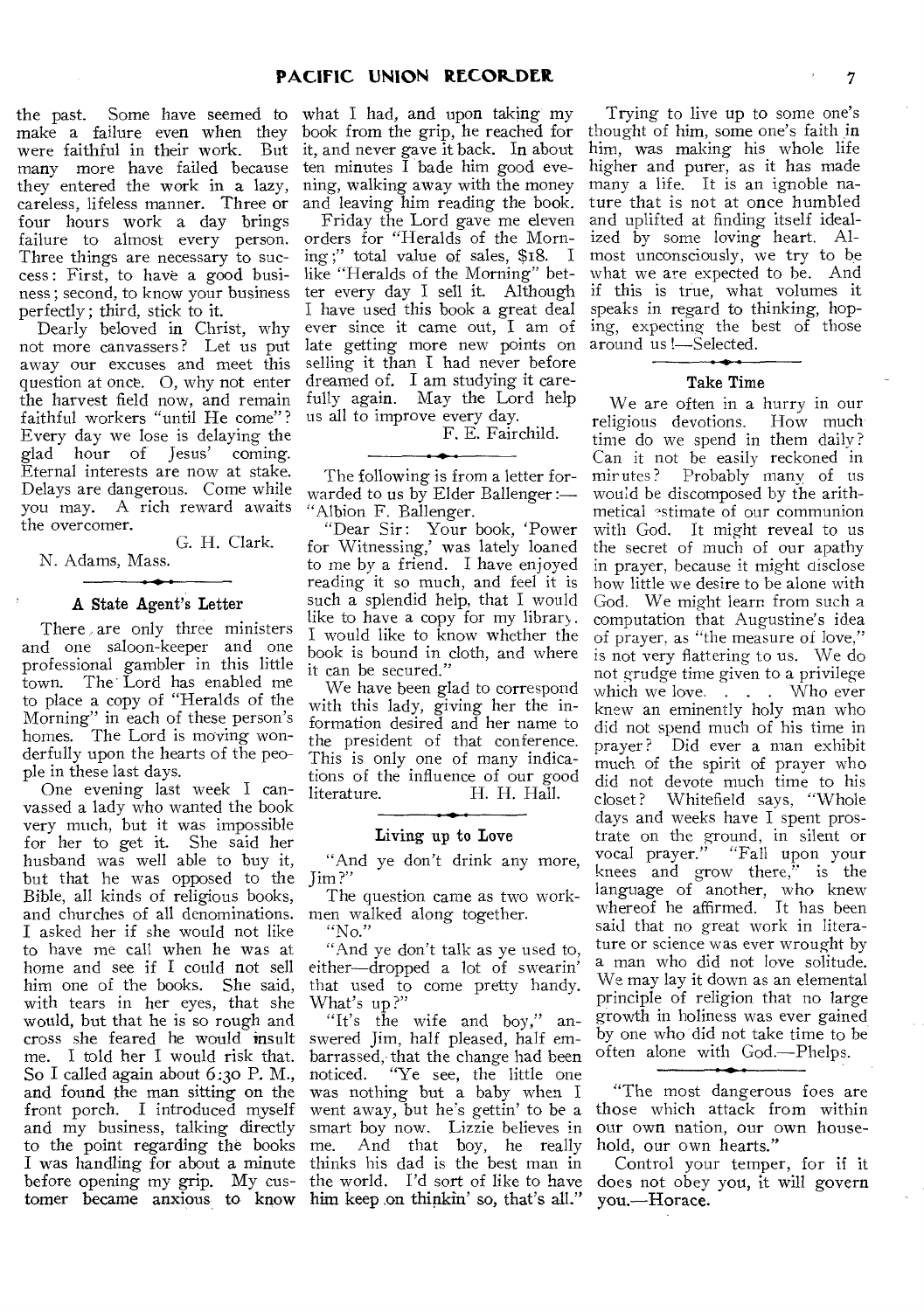the past. Some have seemed to make a failure even when they were faithful in their work. But many more have failed because they entered the work in a lazy, careless, lifeless manner. Three or four hours work a day brings failure to almost every person. Three things are necessary to success: First, to have a good business; second, to know your business perfectly; third, stick to it.

Dearly beloved in Christ, why not more canvassers? Let us put away our excuses and meet this question at once. O, why not enter the harvest field now, and remain faithful workers "until He come"? Every day we lose is delaying the glad hour of Jesus' coming. Eternal interests are now at stake. Delays are dangerous. Come while you may. A rich reward awaits the overcomer.

G. H. Clark.

N. Adams, Mass.

### A State Agent's Letter

There are only three ministers and one saloon-keeper and one professional gambler in this little town. The Lord has enabled me to place a copy of "Heralds of the Morning" in each of these person's homes. The Lord is moving wonderfully upon the hearts of the people in these last days.

One evening last week I canvassed a lady who wanted the book very much, but it was impossible for her to get it. She said her husband was well able to buy it, but that he was opposed to the Bible, all kinds of religious books, and churches of all denominations. I asked her if she would not like to have me call when he was at home and see if I could not sell him one of the books. She said, with tears in her eyes, that she would, but that he is so rough and cross she feared he would insult me. I told her I would risk that. So I called again about 6:30 P. M., and found the man sitting on the front porch. I introduced myself and my business, talking directly to the point regarding the books I was handling for about a minute before opening my grip. My customer became anxious to know what I had, and upon taking my book from the grip, he reached for it, and never gave it back. In about ten minutes I bade him good evening, walking away with the money and leaving him reading the book.

Friday the Lord gave me eleven orders for "Heralds of the Morning;" total value of sales, $18. I like "Heralds of the Morning" better every day I sell it. Although I have used this book a great deal ever since it came out, I am of late getting more new points on selling it than I had never before dreamed of. I am studying it carefully again. May the Lord help us all to improve every day.

F. E. Fairchild.

The following is from a letter forwarded to us by Elder Ballenger:—"Albion F. Ballenger.

"Dear Sir: Your book, 'Power for Witnessing,' was lately loaned to me by a friend. I have enjoyed reading it so much, and feel it is such a splendid help, that I would like to have a copy for my library. I would like to know whether the book is bound in cloth, and where it can be secured."

We have been glad to correspond with this lady, giving her the information desired and her name to the president of that conference. This is only one of many indications of the influence of our good literature.

H. H. Hall.

### Living up to Love

"And ye don't drink any more, Jim?"

The question came as two workmen walked along together.

"No."

"And ye don't talk as ye used to, either—dropped a lot of swearin' that used to come pretty handy. What's up?"

"It's the wife and boy," answered Jim, half pleased, half embarrassed, that the change had been noticed. "Ye see, the little one was nothing but a baby when I went away, but he's gettin' to be a smart boy now. Lizzie believes in me. And that boy, he really thinks his dad is the best man in the world. I'd sort of like to have him keep on thinkin' so, that's all."

Trying to live up to some one's thought of him, some one's faith in him, was making his whole life higher and purer, as it has made many a life. It is an ignoble nature that is not at once humbled and uplifted at finding itself idealized by some loving heart. Almost unconsciously, we try to be what we are expected to be. And if this is true, what volumes it speaks in regard to thinking, hoping, expecting the best of those around us!—Selected.

### Take Time

We are often in a hurry in our religious devotions. How much time do we spend in them daily? Can it not be easily reckoned in minutes? Probably many of us would be discomposed by the arithmetical estimate of our communion with God. It might reveal to us the secret of much of our apathy in prayer, because it might disclose how little we desire to be alone with God. We might learn from such a computation that Augustine's idea of prayer, as "the measure of love," is not very flattering to us. We do not grudge time given to a privilege which we love. . . . Who ever knew an eminently holy man who did not spend much of his time in prayer? Did ever a man exhibit much of the spirit of prayer who did not devote much time to his closet? Whitefield says, "Whole days and weeks have I spent prostrate on the ground, in silent or vocal prayer." "Fall upon your knees and grow there," is the language of another, who knew whereof he affirmed. It has been said that no great work in literature or science was ever wrought by a man who did not love solitude. We may lay it down as an elemental principle of religion that no large growth in holiness was ever gained by one who did not take time to be often alone with God.—Phelps.

"The most dangerous foes are those which attack from within our own nation, our own household, our own hearts."

Control your temper, for if it does not obey you, it will govern you.—Horace.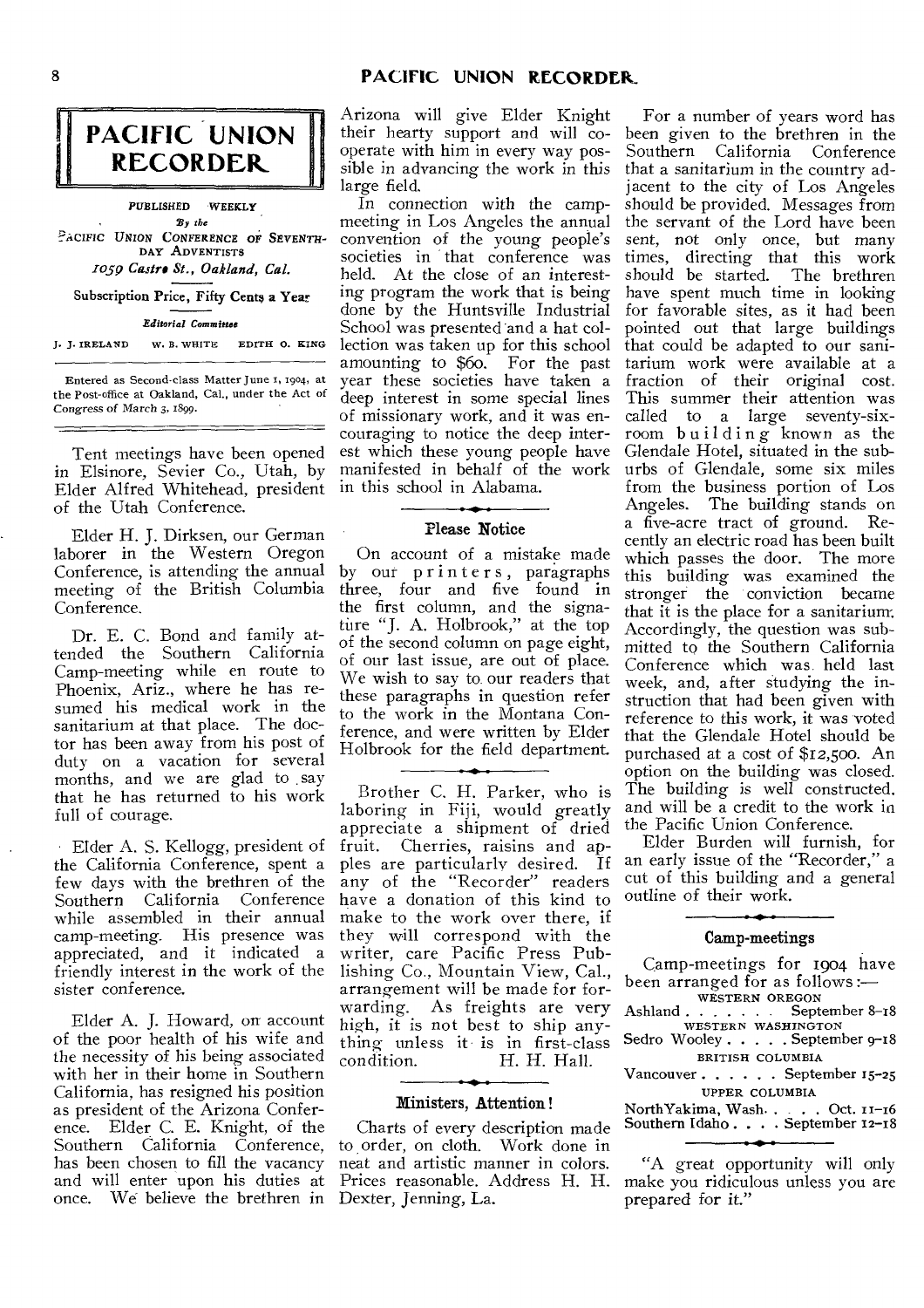# PACIFIC UNION RECORDER

PUBLISHED WEEKLY

*By the*

PACIFIC UNION CONFERENCE OF SEVENTH-DAY ADVENTISTS

*1059 Castro St., Oakland, Cal.*

Subscription Price, Fifty Cents a Year

*Editorial Committee*

J. J. IRELAND W. B. WHITE EDITH O. KING

Entered as Second-class Matter June 1, 1904, at the Post-office at Oakland, Cal., under the Act of Congress of March 3, 1899.

Tent meetings have been opened in Elsinore, Sevier Co., Utah, by Elder Alfred Whitehead, president of the Utah Conference.

Elder H. J. Dirksen, our German laborer in the Western Oregon Conference, is attending the annual meeting of the British Columbia Conference.

Dr. E. C. Bond and family attended the Southern California Camp-meeting while en route to Phoenix, Ariz., where he has resumed his medical work in the sanitarium at that place. The doctor has been away from his post of duty on a vacation for several months, and we are glad to say that he has returned to his work full of courage.

Elder A. S. Kellogg, president of the California Conference, spent a few days with the brethren of the Southern California Conference while assembled in their annual camp-meeting. His presence was appreciated, and it indicated a friendly interest in the work of the sister conference.

Elder A. J. Howard, on account of the poor health of his wife and the necessity of his being associated with her in their home in Southern California, has resigned his position as president of the Arizona Conference. Elder C. E. Knight, of the Southern California Conference, has been chosen to fill the vacancy and will enter upon his duties at once. We believe the brethren in Arizona will give Elder Knight their hearty support and will co-operate with him in every way possible in advancing the work in this large field.

In connection with the camp-meeting in Los Angeles the annual convention of the young people's societies in that conference was held. At the close of an interesting program the work that is being done by the Huntsville Industrial School was presented and a hat collection was taken up for this school amounting to $60. For the past year these societies have taken a deep interest in some special lines of missionary work, and it was encouraging to notice the deep interest which these young people have manifested in behalf of the work in this school in Alabama.

## Please Notice

On account of a mistake made by our printers, paragraphs three, four and five found in the first column, and the signature "J. A. Holbrook," at the top of the second column on page eight, of our last issue, are out of place. We wish to say to our readers that these paragraphs in question refer to the work in the Montana Conference, and were written by Elder Holbrook for the field department.

Brother C. H. Parker, who is laboring in Fiji, would greatly appreciate a shipment of dried fruit. Cherries, raisins and apples are particularly desired. If any of the "Recorder" readers have a donation of this kind to make to the work over there, if they will correspond with the writer, care Pacific Press Publishing Co., Mountain View, Cal., arrangement will be made for forwarding. As freights are very high, it is not best to ship anything unless it is in first-class condition.

H. H. Hall.

## Ministers, Attention!

Charts of every description made to order, on cloth. Work done in neat and artistic manner in colors. Prices reasonable. Address H. H. Dexter, Jenning, La.

For a number of years word has been given to the brethren in the Southern California Conference that a sanitarium in the country adjacent to the city of Los Angeles should be provided. Messages from the servant of the Lord have been sent, not only once, but many times, directing that this work should be started. The brethren have spent much time in looking for favorable sites, as it had been pointed out that large buildings that could be adapted to our sanitarium work were available at a fraction of their original cost. This summer their attention was called to a large seventy-six-room building known as the Glendale Hotel, situated in the suburbs of Glendale, some six miles from the business portion of Los Angeles. The building stands on a five-acre tract of ground. Recently an electric road has been built which passes the door. The more this building was examined the stronger the conviction became that it is the place for a sanitarium. Accordingly, the question was submitted to the Southern California Conference which was held last week, and, after studying the instruction that had been given with reference to this work, it was voted that the Glendale Hotel should be purchased at a cost of $12,500. An option on the building was closed. The building is well constructed, and will be a credit to the work in the Pacific Union Conference.

Elder Burden will furnish, for an early issue of the "Recorder," a cut of this building and a general outline of their work.

## Camp-meetings

Camp-meetings for 1904 have been arranged for as follows:—

WESTERN OREGON

Ashland . . . . . . . September 8–18

WESTERN WASHINGTON

Sedro Wooley . . . . . September 9–18

BRITISH COLUMBIA

Vancouver . . . . . . September 15–25

UPPER COLUMBIA

North Yakima, Wash. . . . . Oct. 11–16

Southern Idaho . . . . September 12–18

"A great opportunity will only make you ridiculous unless you are prepared for it."